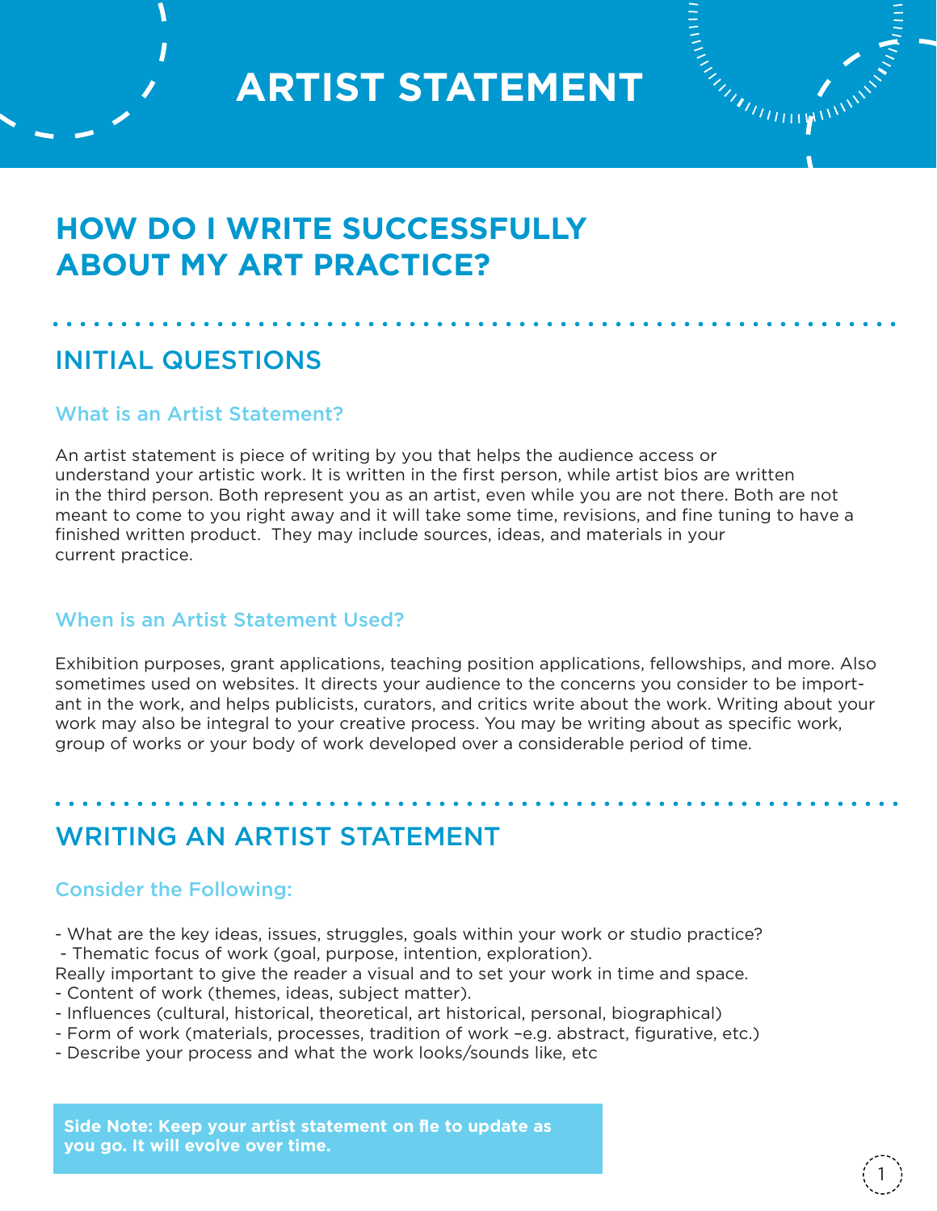# ARTIST STATEMENT

## HOW DO I WRITE SUCCESSFULLY ABOUT MY ART PRACTICE?

## INITIAL QUESTIONS

### What is an Artist Statement?

An artist statement is piece of writing by you that helps the audience access or understand your artistic work. It is written in the first person, while artist bios are written in the third person. Both represent you as an artist, even while you are not there. Both are not meant to come to you right away and it will take some time, revisions, and fine tuning to have a finished written product. They may include sources, ideas, and materials in your current practice.

### When is an Artist Statement Used?

Exhibition purposes, grant applications, teaching position applications, fellowships, and more. Also sometimes used on websites. It directs your audience to the concerns you consider to be important in the work, and helps publicists, curators, and critics write about the work. Writing about your work may also be integral to your creative process. You may be writing about as specific work, group of works or your body of work developed over a considerable period of time.

## WRITING AN ARTIST STATEMENT

### Consider the Following:

- What are the key ideas, issues, struggles, goals within your work or studio practice?
- Thematic focus of work (goal, purpose, intention, exploration).

Really important to give the reader a visual and to set your work in time and space.

- Content of work (themes, ideas, subject matter).
- Influences (cultural, historical, theoretical, art historical, personal, biographical)
- Form of work (materials, processes, tradition of work –e.g. abstract, figurative, etc.)
- Describe your process and what the work looks/sounds like, etc

**Side Note: Keep your artist statement on file to update as you go. It will evolve over time.**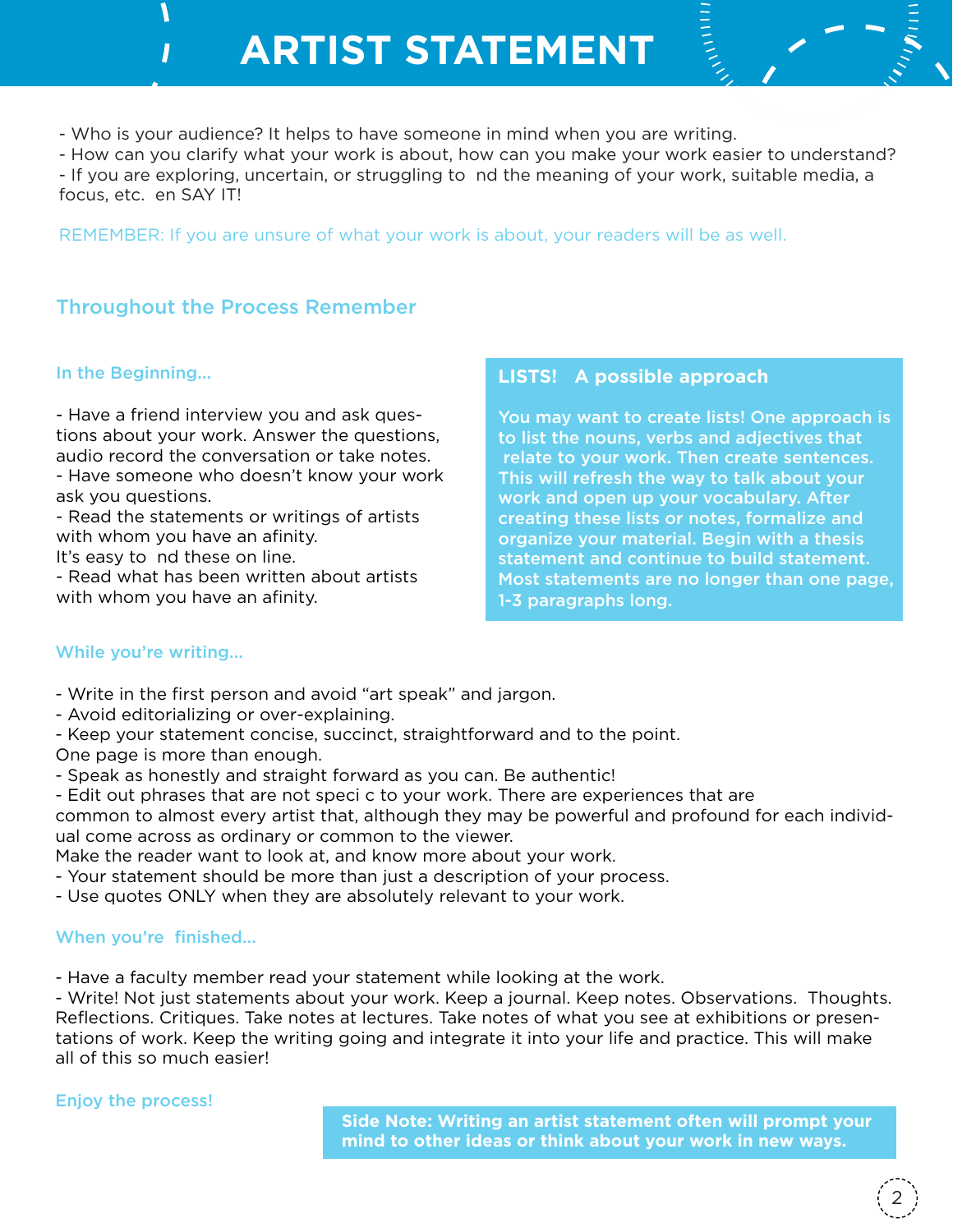# ARTIST STATEMENT

- Who is your audience? It helps to have someone in mind when you are writing.
- How can you clarify what your work is about, how can you make your work easier to understand?
- If you are exploring, uncertain, or struggling to nd the meaning of your work, suitable media, a focus, etc. en SAY IT!

REMEMBER: If you are unsure of what your work is about, your readers will be as well.

## Throughout the Process Remember

### In the Beginning...

- Have a friend interview you and ask questions about your work. Answer the questions, audio record the conversation or take notes.
- Have someone who doesn't know your work ask you questions.
- Read the statements or writings of artists with whom you have an afinity.
It's easy to nd these on line.
- Read what has been written about artists with whom you have an afinity.

**LISTS! A possible approach**

**You may want to create lists! One approach is to list the nouns, verbs and adjectives that relate to your work. Then create sentences. This will refresh the way to talk about your work and open up your vocabulary. After creating these lists or notes, formalize and organize your material. Begin with a thesis statement and continue to build statement. Most statements are no longer than one page, 1-3 paragraphs long.**

### While you're writing...

- Write in the first person and avoid "art speak" and jargon.
- Avoid editorializing or over-explaining.
- Keep your statement concise, succinct, straightforward and to the point.
One page is more than enough.
- Speak as honestly and straight forward as you can. Be authentic!
- Edit out phrases that are not speci c to your work. There are experiences that are common to almost every artist that, although they may be powerful and profound for each individual come across as ordinary or common to the viewer.
Make the reader want to look at, and know more about your work.
- Your statement should be more than just a description of your process.
- Use quotes ONLY when they are absolutely relevant to your work.

### When you're finished...

- Have a faculty member read your statement while looking at the work.
- Write! Not just statements about your work. Keep a journal. Keep notes. Observations. Thoughts. Reflections. Critiques. Take notes at lectures. Take notes of what you see at exhibitions or presentations of work. Keep the writing going and integrate it into your life and practice. This will make all of this so much easier!

### Enjoy the process!

**Side Note: Writing an artist statement often will prompt your mind to other ideas or think about your work in new ways.**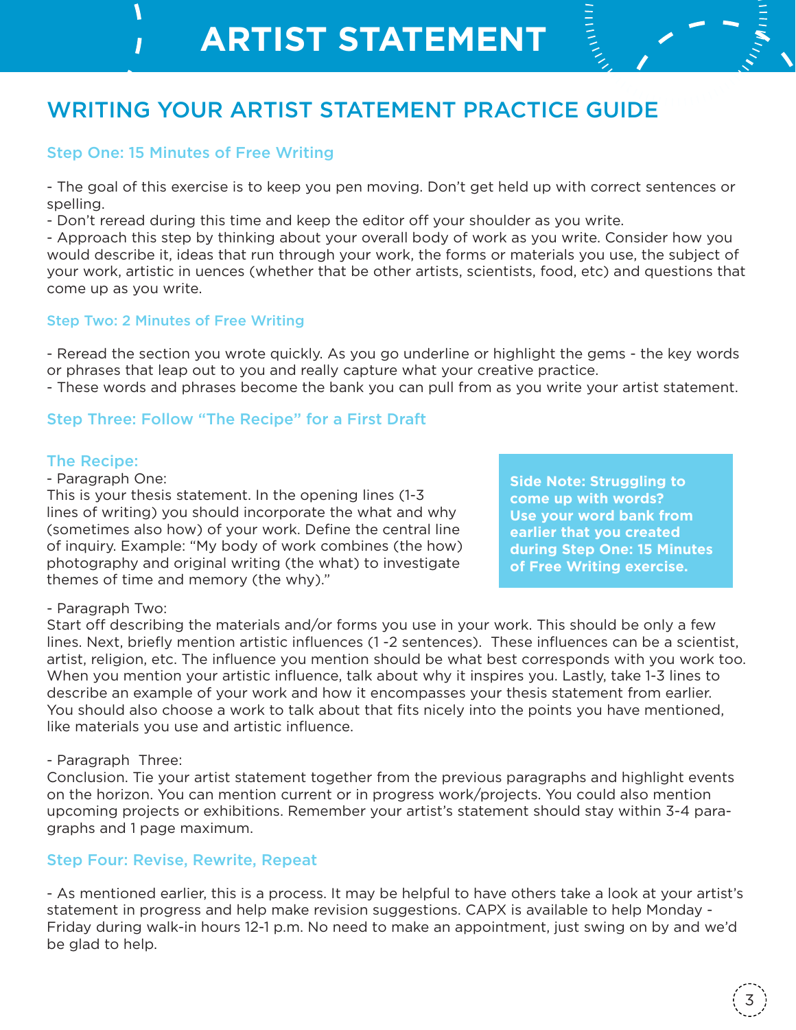# ARTIST STATEMENT

## WRITING YOUR ARTIST STATEMENT PRACTICE GUIDE

### Step One: 15 Minutes of Free Writing

- The goal of this exercise is to keep you pen moving. Don't get held up with correct sentences or spelling.
- Don't reread during this time and keep the editor off your shoulder as you write.
- Approach this step by thinking about your overall body of work as you write. Consider how you would describe it, ideas that run through your work, the forms or materials you use, the subject of your work, artistic in uences (whether that be other artists, scientists, food, etc) and questions that come up as you write.

### Step Two: 2 Minutes of Free Writing

- Reread the section you wrote quickly. As you go underline or highlight the gems - the key words or phrases that leap out to you and really capture what your creative practice.
- These words and phrases become the bank you can pull from as you write your artist statement.

### Step Three: Follow "The Recipe" for a First Draft

### The Recipe:

- Paragraph One:
This is your thesis statement. In the opening lines (1-3 lines of writing) you should incorporate the what and why (sometimes also how) of your work. Define the central line of inquiry. Example: "My body of work combines (the how) photography and original writing (the what) to investigate themes of time and memory (the why)."

**Side Note: Struggling to come up with words? Use your word bank from earlier that you created during Step One: 15 Minutes of Free Writing exercise.**

- Paragraph Two:
Start off describing the materials and/or forms you use in your work. This should be only a few lines. Next, briefly mention artistic influences (1 -2 sentences). These influences can be a scientist, artist, religion, etc. The influence you mention should be what best corresponds with you work too. When you mention your artistic influence, talk about why it inspires you. Lastly, take 1-3 lines to describe an example of your work and how it encompasses your thesis statement from earlier. You should also choose a work to talk about that fits nicely into the points you have mentioned, like materials you use and artistic influence.

- Paragraph Three:
Conclusion. Tie your artist statement together from the previous paragraphs and highlight events on the horizon. You can mention current or in progress work/projects. You could also mention upcoming projects or exhibitions. Remember your artist's statement should stay within 3-4 paragraphs and 1 page maximum.

### Step Four: Revise, Rewrite, Repeat

- As mentioned earlier, this is a process. It may be helpful to have others take a look at your artist's statement in progress and help make revision suggestions. CAPX is available to help Monday - Friday during walk-in hours 12-1 p.m. No need to make an appointment, just swing on by and we'd be glad to help.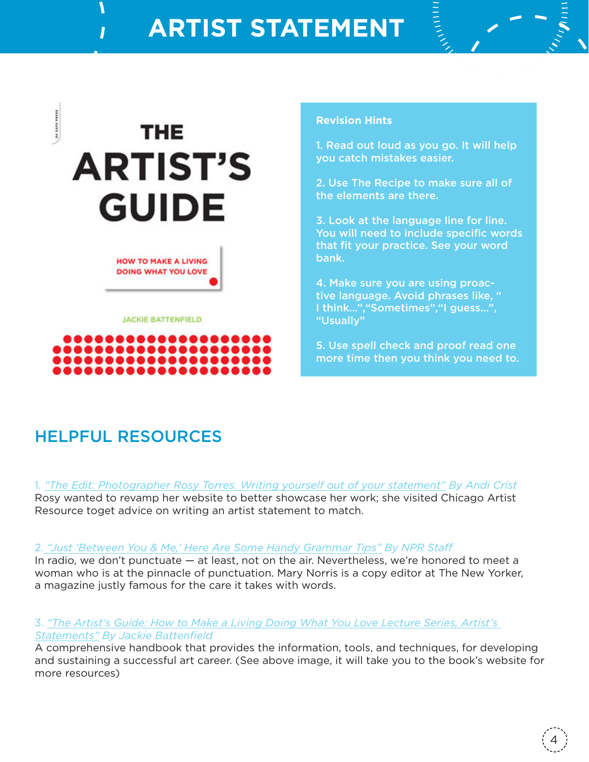# ARTIST STATEMENT

THE ARTIST'S GUIDE

HOW TO MAKE A LIVING DOING WHAT YOU LOVE

JACKIE BATTENFIELD

**Revision Hints**

1. Read out loud as you go. It will help you catch mistakes easier.

2. Use The Recipe to make sure all of the elements are there.

3. Look at the language line for line. You will need to include specific words that fit your practice. See your word bank.

4. Make sure you are using proactive language. Avoid phrases like, " I think...","Sometimes","I guess...", "Usually"

5. Use spell check and proof read one more time then you think you need to.

## HELPFUL RESOURCES

1. *"The Edit: Photographer Rosy Torres. Writing yourself out of your statement" By Andi Crist*
Rosy wanted to revamp her website to better showcase her work; she visited Chicago Artist Resource toget advice on writing an artist statement to match.

2. *"Just 'Between You & Me,' Here Are Some Handy Grammar Tips" By NPR Staff*
In radio, we don't punctuate — at least, not on the air. Nevertheless, we're honored to meet a woman who is at the pinnacle of punctuation. Mary Norris is a copy editor at The New Yorker, a magazine justly famous for the care it takes with words.

3. *"The Artist's Guide: How to Make a Living Doing What You Love Lecture Series, Artist's Statements" By Jackie Battenfield*
A comprehensive handbook that provides the information, tools, and techniques, for developing and sustaining a successful art career. (See above image, it will take you to the book's website for more resources)